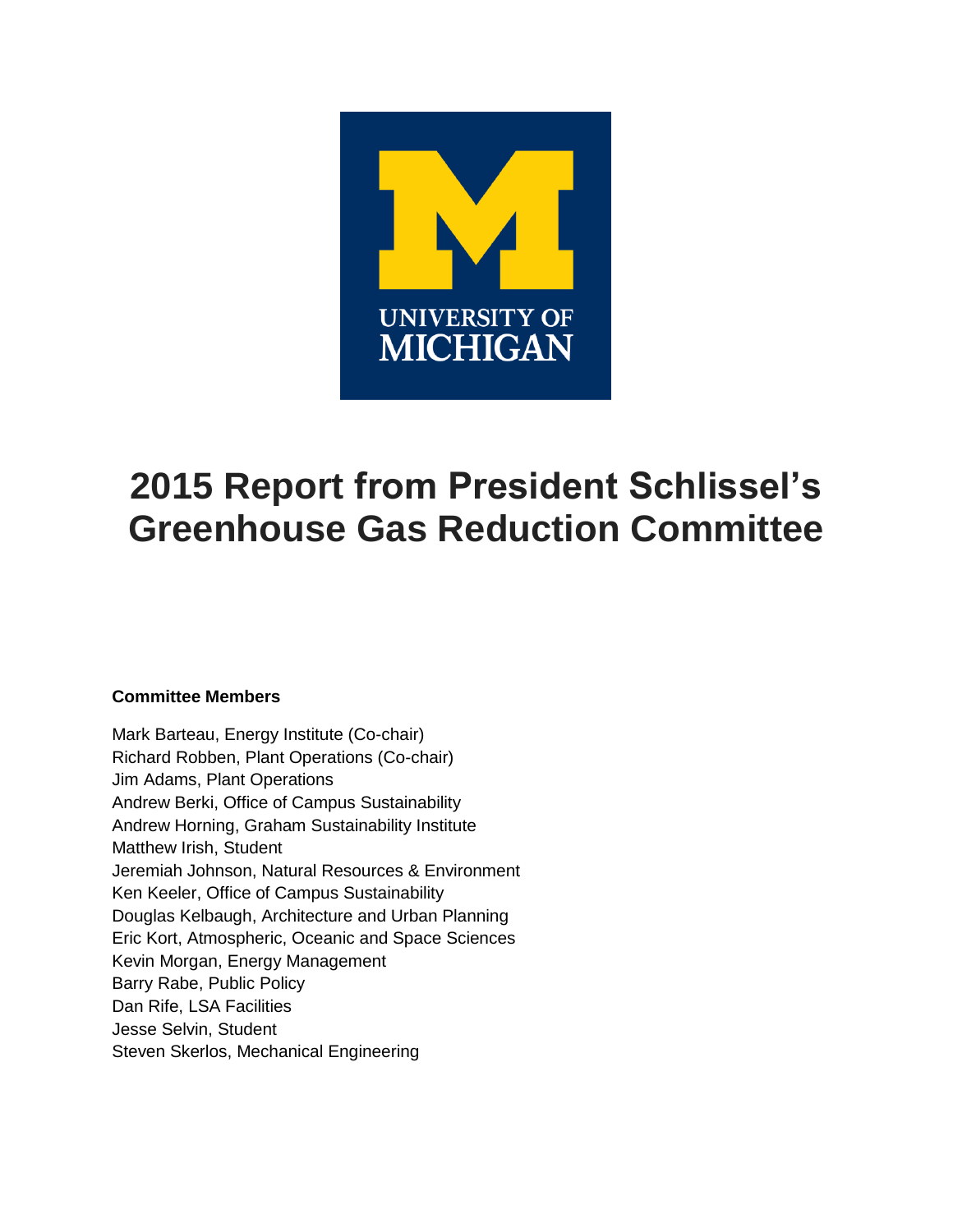# 2015 Report from President Schlissel's Greenhouse Gas Reduction Committee

**Committee Members**

Mark Barteau, Energy Institute (Co-chair)
Richard Robben, Plant Operations (Co-chair)
Jim Adams, Plant Operations
Andrew Berki, Office of Campus Sustainability
Andrew Horning, Graham Sustainability Institute
Matthew Irish, Student
Jeremiah Johnson, Natural Resources & Environment
Ken Keeler, Office of Campus Sustainability
Douglas Kelbaugh, Architecture and Urban Planning
Eric Kort, Atmospheric, Oceanic and Space Sciences
Kevin Morgan, Energy Management
Barry Rabe, Public Policy
Dan Rife, LSA Facilities
Jesse Selvin, Student
Steven Skerlos, Mechanical Engineering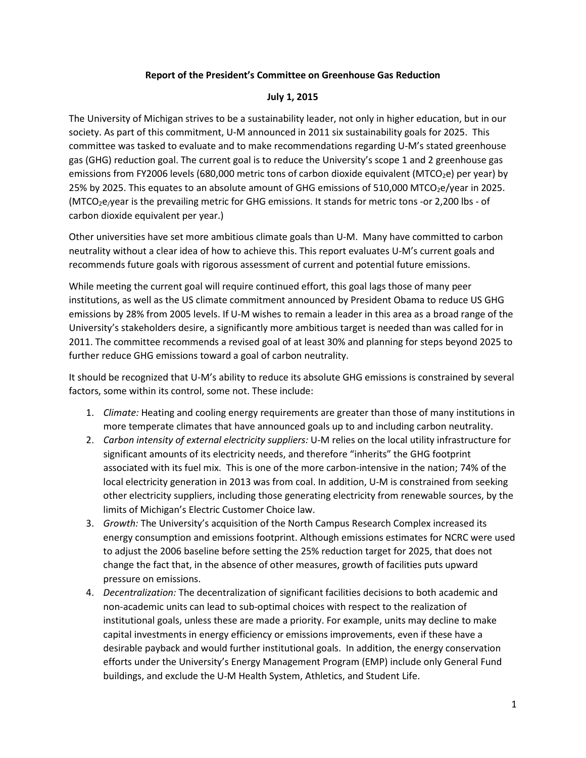**Report of the President's Committee on Greenhouse Gas Reduction**

**July 1, 2015**

The University of Michigan strives to be a sustainability leader, not only in higher education, but in our society. As part of this commitment, U-M announced in 2011 six sustainability goals for 2025. This committee was tasked to evaluate and to make recommendations regarding U-M's stated greenhouse gas (GHG) reduction goal. The current goal is to reduce the University's scope 1 and 2 greenhouse gas emissions from FY2006 levels (680,000 metric tons of carbon dioxide equivalent ($MTCO_2e$) per year) by 25% by 2025. This equates to an absolute amount of GHG emissions of 510,000 $MTCO_2e$/year in 2025. ($MTCO_2e$/year is the prevailing metric for GHG emissions. It stands for metric tons -or 2,200 lbs - of carbon dioxide equivalent per year.)

Other universities have set more ambitious climate goals than U-M. Many have committed to carbon neutrality without a clear idea of how to achieve this. This report evaluates U-M's current goals and recommends future goals with rigorous assessment of current and potential future emissions.

While meeting the current goal will require continued effort, this goal lags those of many peer institutions, as well as the US climate commitment announced by President Obama to reduce US GHG emissions by 28% from 2005 levels. If U-M wishes to remain a leader in this area as a broad range of the University's stakeholders desire, a significantly more ambitious target is needed than was called for in 2011. The committee recommends a revised goal of at least 30% and planning for steps beyond 2025 to further reduce GHG emissions toward a goal of carbon neutrality.

It should be recognized that U-M's ability to reduce its absolute GHG emissions is constrained by several factors, some within its control, some not. These include:

1. *Climate:* Heating and cooling energy requirements are greater than those of many institutions in more temperate climates that have announced goals up to and including carbon neutrality.
2. *Carbon intensity of external electricity suppliers:* U-M relies on the local utility infrastructure for significant amounts of its electricity needs, and therefore "inherits" the GHG footprint associated with its fuel mix. This is one of the more carbon-intensive in the nation; 74% of the local electricity generation in 2013 was from coal. In addition, U-M is constrained from seeking other electricity suppliers, including those generating electricity from renewable sources, by the limits of Michigan's Electric Customer Choice law.
3. *Growth:* The University's acquisition of the North Campus Research Complex increased its energy consumption and emissions footprint. Although emissions estimates for NCRC were used to adjust the 2006 baseline before setting the 25% reduction target for 2025, that does not change the fact that, in the absence of other measures, growth of facilities puts upward pressure on emissions.
4. *Decentralization:* The decentralization of significant facilities decisions to both academic and non-academic units can lead to sub-optimal choices with respect to the realization of institutional goals, unless these are made a priority. For example, units may decline to make capital investments in energy efficiency or emissions improvements, even if these have a desirable payback and would further institutional goals. In addition, the energy conservation efforts under the University's Energy Management Program (EMP) include only General Fund buildings, and exclude the U-M Health System, Athletics, and Student Life.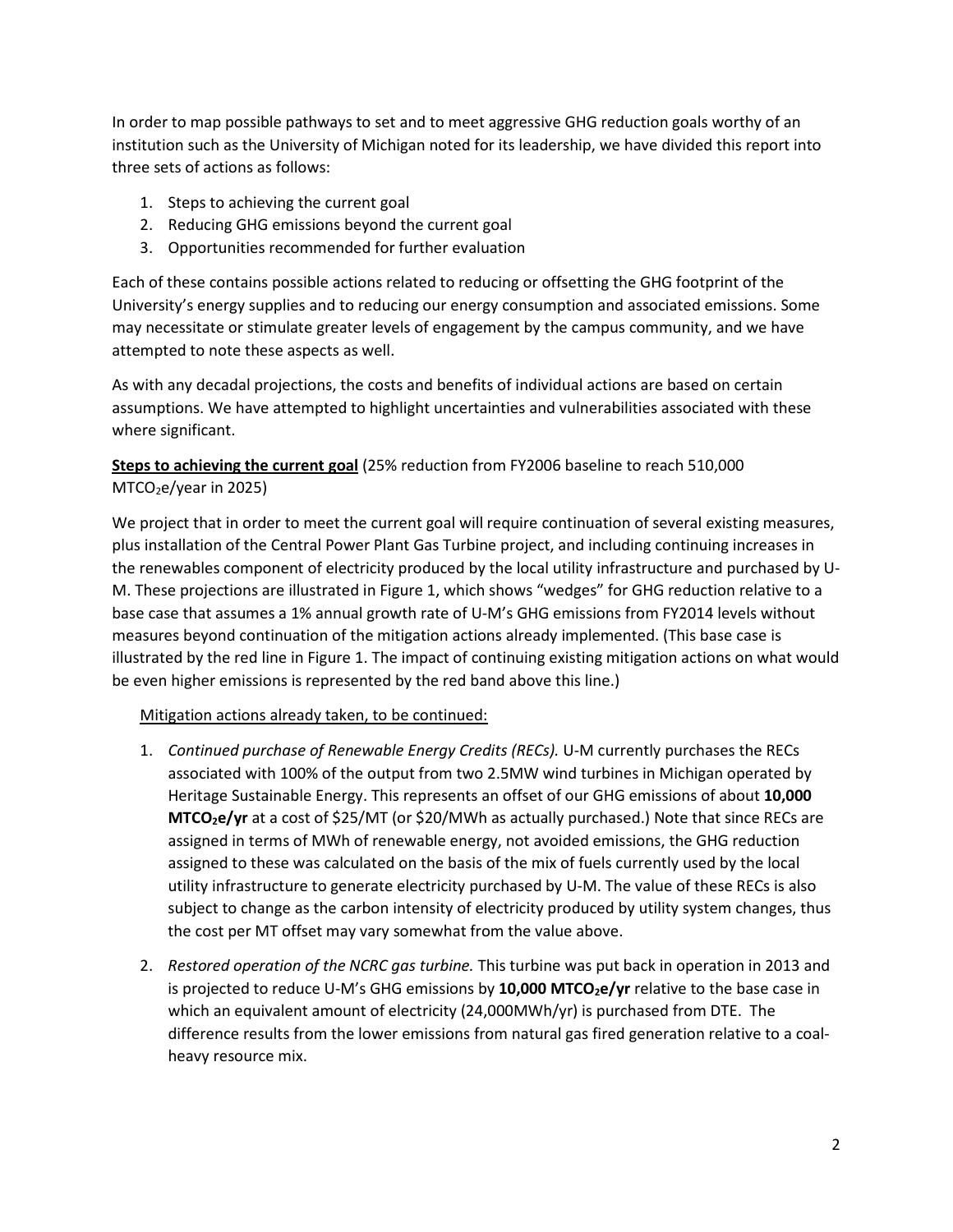In order to map possible pathways to set and to meet aggressive GHG reduction goals worthy of an institution such as the University of Michigan noted for its leadership, we have divided this report into three sets of actions as follows:

1. Steps to achieving the current goal
2. Reducing GHG emissions beyond the current goal
3. Opportunities recommended for further evaluation

Each of these contains possible actions related to reducing or offsetting the GHG footprint of the University's energy supplies and to reducing our energy consumption and associated emissions. Some may necessitate or stimulate greater levels of engagement by the campus community, and we have attempted to note these aspects as well.

As with any decadal projections, the costs and benefits of individual actions are based on certain assumptions. We have attempted to highlight uncertainties and vulnerabilities associated with these where significant.

**Steps to achieving the current goal** (25% reduction from FY2006 baseline to reach 510,000 $MTCO_2e$/year in 2025)

We project that in order to meet the current goal will require continuation of several existing measures, plus installation of the Central Power Plant Gas Turbine project, and including continuing increases in the renewables component of electricity produced by the local utility infrastructure and purchased by U-M. These projections are illustrated in Figure 1, which shows "wedges" for GHG reduction relative to a base case that assumes a 1% annual growth rate of U-M's GHG emissions from FY2014 levels without measures beyond continuation of the mitigation actions already implemented. (This base case is illustrated by the red line in Figure 1. The impact of continuing existing mitigation actions on what would be even higher emissions is represented by the red band above this line.)

Mitigation actions already taken, to be continued:

1. *Continued purchase of Renewable Energy Credits (RECs).* U-M currently purchases the RECs associated with 100% of the output from two 2.5MW wind turbines in Michigan operated by Heritage Sustainable Energy. This represents an offset of our GHG emissions of about **10,000 $MTCO_2e$/yr** at a cost of $25/MT (or $20/MWh as actually purchased.) Note that since RECs are assigned in terms of MWh of renewable energy, not avoided emissions, the GHG reduction assigned to these was calculated on the basis of the mix of fuels currently used by the local utility infrastructure to generate electricity purchased by U-M. The value of these RECs is also subject to change as the carbon intensity of electricity produced by utility system changes, thus the cost per MT offset may vary somewhat from the value above.
2. *Restored operation of the NCRC gas turbine.* This turbine was put back in operation in 2013 and is projected to reduce U-M's GHG emissions by **10,000 $MTCO_2e$/yr** relative to the base case in which an equivalent amount of electricity (24,000MWh/yr) is purchased from DTE. The difference results from the lower emissions from natural gas fired generation relative to a coal-heavy resource mix.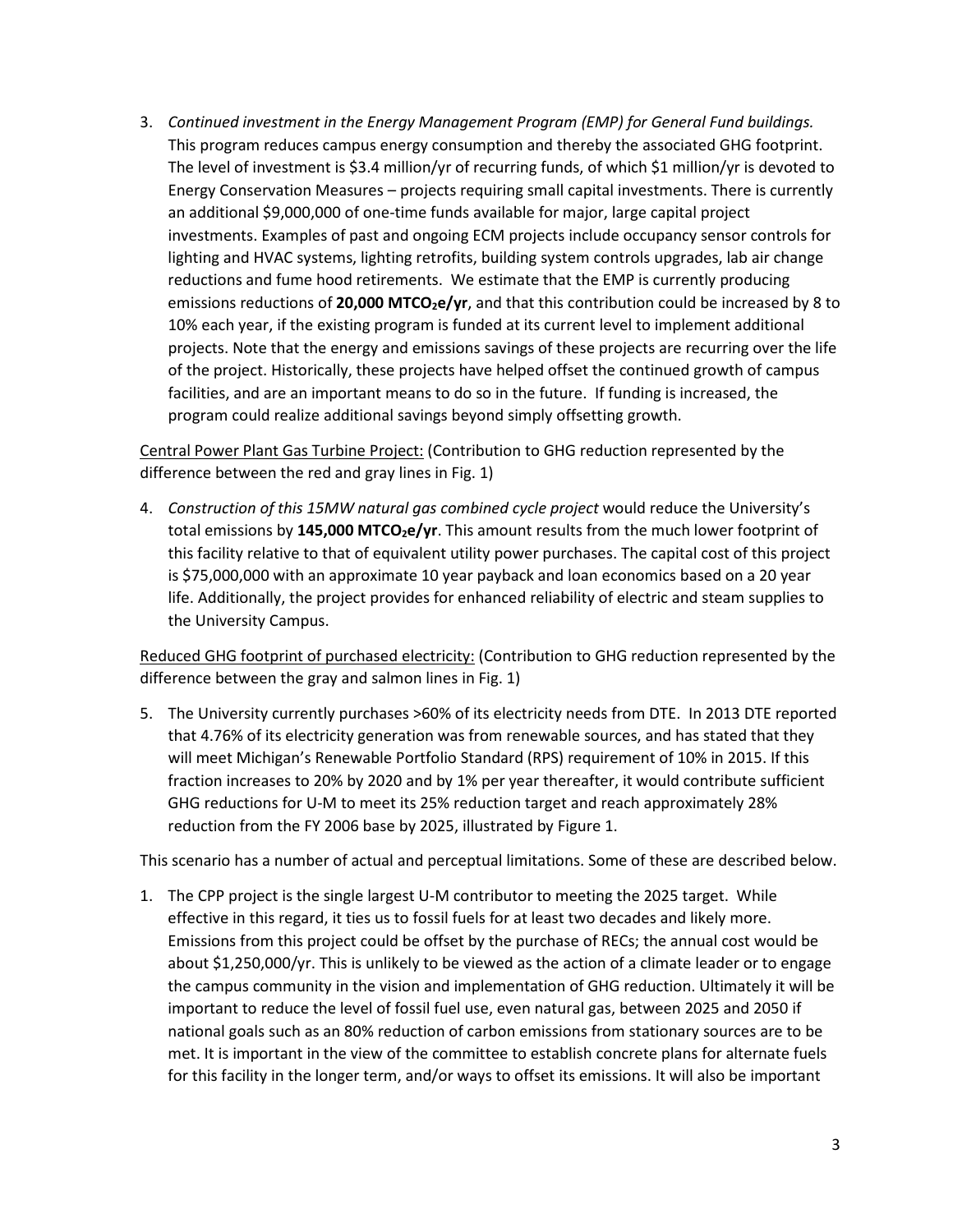3. *Continued investment in the Energy Management Program (EMP) for General Fund buildings.* This program reduces campus energy consumption and thereby the associated GHG footprint. The level of investment is $3.4 million/yr of recurring funds, of which $1 million/yr is devoted to Energy Conservation Measures – projects requiring small capital investments. There is currently an additional $9,000,000 of one-time funds available for major, large capital project investments. Examples of past and ongoing ECM projects include occupancy sensor controls for lighting and HVAC systems, lighting retrofits, building system controls upgrades, lab air change reductions and fume hood retirements. We estimate that the EMP is currently producing emissions reductions of **20,000 $MTCO_2e$/yr**, and that this contribution could be increased by 8 to 10% each year, if the existing program is funded at its current level to implement additional projects. Note that the energy and emissions savings of these projects are recurring over the life of the project. Historically, these projects have helped offset the continued growth of campus facilities, and are an important means to do so in the future. If funding is increased, the program could realize additional savings beyond simply offsetting growth.

<u>Central Power Plant Gas Turbine Project:</u> (Contribution to GHG reduction represented by the difference between the red and gray lines in Fig. 1)

4. *Construction of this 15MW natural gas combined cycle project* would reduce the University's total emissions by **145,000 $MTCO_2e$/yr**. This amount results from the much lower footprint of this facility relative to that of equivalent utility power purchases. The capital cost of this project is $75,000,000 with an approximate 10 year payback and loan economics based on a 20 year life. Additionally, the project provides for enhanced reliability of electric and steam supplies to the University Campus.

<u>Reduced GHG footprint of purchased electricity:</u> (Contribution to GHG reduction represented by the difference between the gray and salmon lines in Fig. 1)

5. The University currently purchases >60% of its electricity needs from DTE. In 2013 DTE reported that 4.76% of its electricity generation was from renewable sources, and has stated that they will meet Michigan's Renewable Portfolio Standard (RPS) requirement of 10% in 2015. If this fraction increases to 20% by 2020 and by 1% per year thereafter, it would contribute sufficient GHG reductions for U-M to meet its 25% reduction target and reach approximately 28% reduction from the FY 2006 base by 2025, illustrated by Figure 1.

This scenario has a number of actual and perceptual limitations. Some of these are described below.

1. The CPP project is the single largest U-M contributor to meeting the 2025 target. While effective in this regard, it ties us to fossil fuels for at least two decades and likely more. Emissions from this project could be offset by the purchase of RECs; the annual cost would be about $1,250,000/yr. This is unlikely to be viewed as the action of a climate leader or to engage the campus community in the vision and implementation of GHG reduction. Ultimately it will be important to reduce the level of fossil fuel use, even natural gas, between 2025 and 2050 if national goals such as an 80% reduction of carbon emissions from stationary sources are to be met. It is important in the view of the committee to establish concrete plans for alternate fuels for this facility in the longer term, and/or ways to offset its emissions. It will also be important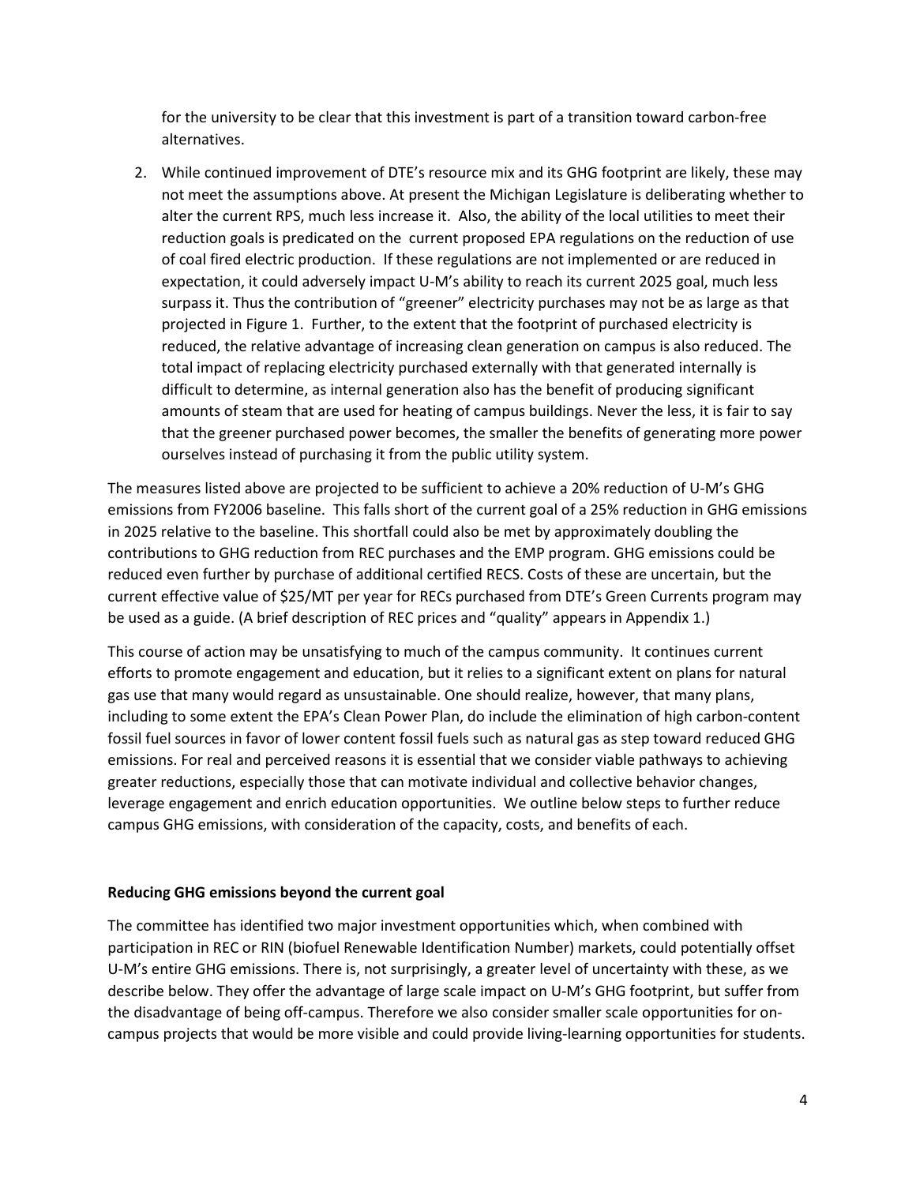for the university to be clear that this investment is part of a transition toward carbon-free alternatives.

2. While continued improvement of DTE's resource mix and its GHG footprint are likely, these may not meet the assumptions above. At present the Michigan Legislature is deliberating whether to alter the current RPS, much less increase it. Also, the ability of the local utilities to meet their reduction goals is predicated on the current proposed EPA regulations on the reduction of use of coal fired electric production. If these regulations are not implemented or are reduced in expectation, it could adversely impact U-M's ability to reach its current 2025 goal, much less surpass it. Thus the contribution of "greener" electricity purchases may not be as large as that projected in Figure 1. Further, to the extent that the footprint of purchased electricity is reduced, the relative advantage of increasing clean generation on campus is also reduced. The total impact of replacing electricity purchased externally with that generated internally is difficult to determine, as internal generation also has the benefit of producing significant amounts of steam that are used for heating of campus buildings. Never the less, it is fair to say that the greener purchased power becomes, the smaller the benefits of generating more power ourselves instead of purchasing it from the public utility system.

The measures listed above are projected to be sufficient to achieve a 20% reduction of U-M's GHG emissions from FY2006 baseline. This falls short of the current goal of a 25% reduction in GHG emissions in 2025 relative to the baseline. This shortfall could also be met by approximately doubling the contributions to GHG reduction from REC purchases and the EMP program. GHG emissions could be reduced even further by purchase of additional certified RECS. Costs of these are uncertain, but the current effective value of $25/MT per year for RECs purchased from DTE's Green Currents program may be used as a guide. (A brief description of REC prices and "quality" appears in Appendix 1.)

This course of action may be unsatisfying to much of the campus community. It continues current efforts to promote engagement and education, but it relies to a significant extent on plans for natural gas use that many would regard as unsustainable. One should realize, however, that many plans, including to some extent the EPA's Clean Power Plan, do include the elimination of high carbon-content fossil fuel sources in favor of lower content fossil fuels such as natural gas as step toward reduced GHG emissions. For real and perceived reasons it is essential that we consider viable pathways to achieving greater reductions, especially those that can motivate individual and collective behavior changes, leverage engagement and enrich education opportunities. We outline below steps to further reduce campus GHG emissions, with consideration of the capacity, costs, and benefits of each.

**Reducing GHG emissions beyond the current goal**

The committee has identified two major investment opportunities which, when combined with participation in REC or RIN (biofuel Renewable Identification Number) markets, could potentially offset U-M's entire GHG emissions. There is, not surprisingly, a greater level of uncertainty with these, as we describe below. They offer the advantage of large scale impact on U-M's GHG footprint, but suffer from the disadvantage of being off-campus. Therefore we also consider smaller scale opportunities for on-campus projects that would be more visible and could provide living-learning opportunities for students.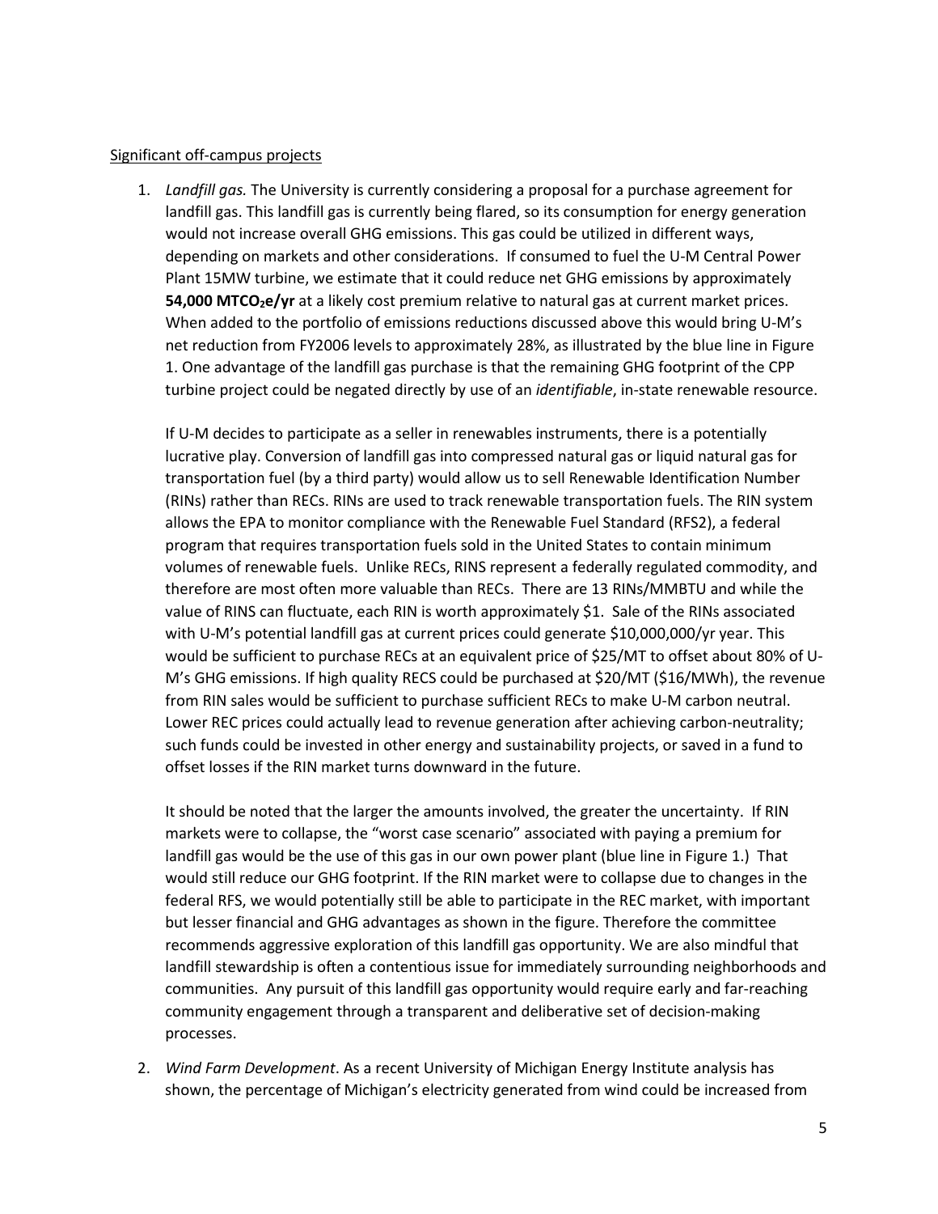Significant off-campus projects

1. *Landfill gas.* The University is currently considering a proposal for a purchase agreement for landfill gas. This landfill gas is currently being flared, so its consumption for energy generation would not increase overall GHG emissions. This gas could be utilized in different ways, depending on markets and other considerations. If consumed to fuel the U-M Central Power Plant 15MW turbine, we estimate that it could reduce net GHG emissions by approximately **54,000 $MTCO_2e/yr$** at a likely cost premium relative to natural gas at current market prices. When added to the portfolio of emissions reductions discussed above this would bring U-M's net reduction from FY2006 levels to approximately 28%, as illustrated by the blue line in Figure 1. One advantage of the landfill gas purchase is that the remaining GHG footprint of the CPP turbine project could be negated directly by use of an *identifiable*, in-state renewable resource.

   If U-M decides to participate as a seller in renewables instruments, there is a potentially lucrative play. Conversion of landfill gas into compressed natural gas or liquid natural gas for transportation fuel (by a third party) would allow us to sell Renewable Identification Number (RINs) rather than RECs. RINs are used to track renewable transportation fuels. The RIN system allows the EPA to monitor compliance with the Renewable Fuel Standard (RFS2), a federal program that requires transportation fuels sold in the United States to contain minimum volumes of renewable fuels. Unlike RECs, RINS represent a federally regulated commodity, and therefore are most often more valuable than RECs. There are 13 RINs/MMBTU and while the value of RINS can fluctuate, each RIN is worth approximately $1. Sale of the RINs associated with U-M's potential landfill gas at current prices could generate $10,000,000/yr year. This would be sufficient to purchase RECs at an equivalent price of $25/MT to offset about 80% of U-M's GHG emissions. If high quality RECS could be purchased at $20/MT ($16/MWh), the revenue from RIN sales would be sufficient to purchase sufficient RECs to make U-M carbon neutral. Lower REC prices could actually lead to revenue generation after achieving carbon-neutrality; such funds could be invested in other energy and sustainability projects, or saved in a fund to offset losses if the RIN market turns downward in the future.

   It should be noted that the larger the amounts involved, the greater the uncertainty. If RIN markets were to collapse, the "worst case scenario" associated with paying a premium for landfill gas would be the use of this gas in our own power plant (blue line in Figure 1.) That would still reduce our GHG footprint. If the RIN market were to collapse due to changes in the federal RFS, we would potentially still be able to participate in the REC market, with important but lesser financial and GHG advantages as shown in the figure. Therefore the committee recommends aggressive exploration of this landfill gas opportunity. We are also mindful that landfill stewardship is often a contentious issue for immediately surrounding neighborhoods and communities. Any pursuit of this landfill gas opportunity would require early and far-reaching community engagement through a transparent and deliberative set of decision-making processes.

2. *Wind Farm Development*. As a recent University of Michigan Energy Institute analysis has shown, the percentage of Michigan's electricity generated from wind could be increased from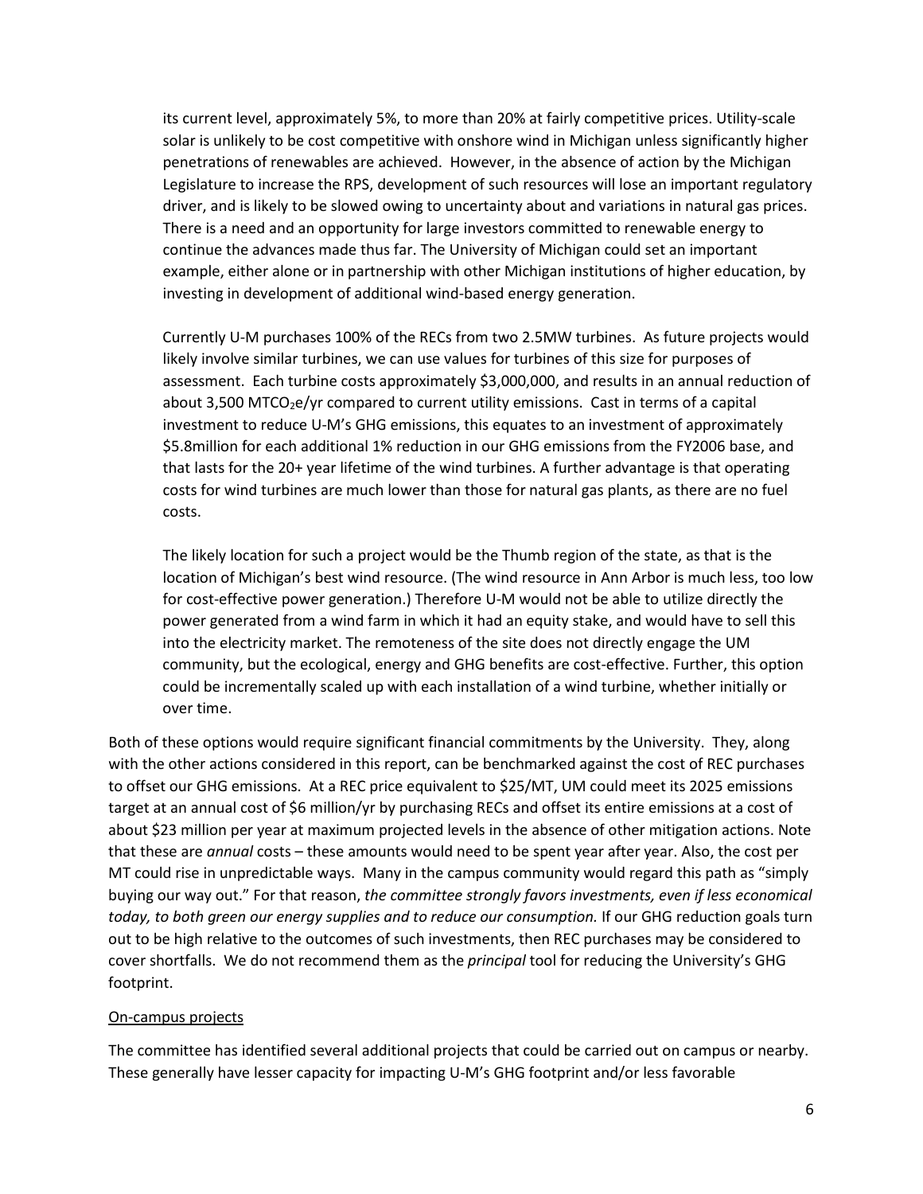its current level, approximately 5%, to more than 20% at fairly competitive prices. Utility-scale solar is unlikely to be cost competitive with onshore wind in Michigan unless significantly higher penetrations of renewables are achieved. However, in the absence of action by the Michigan Legislature to increase the RPS, development of such resources will lose an important regulatory driver, and is likely to be slowed owing to uncertainty about and variations in natural gas prices. There is a need and an opportunity for large investors committed to renewable energy to continue the advances made thus far. The University of Michigan could set an important example, either alone or in partnership with other Michigan institutions of higher education, by investing in development of additional wind-based energy generation.

Currently U-M purchases 100% of the RECs from two 2.5MW turbines. As future projects would likely involve similar turbines, we can use values for turbines of this size for purposes of assessment. Each turbine costs approximately $3,000,000, and results in an annual reduction of about 3,500 $MTCO_2e$/yr compared to current utility emissions. Cast in terms of a capital investment to reduce U-M's GHG emissions, this equates to an investment of approximately $5.8million for each additional 1% reduction in our GHG emissions from the FY2006 base, and that lasts for the 20+ year lifetime of the wind turbines. A further advantage is that operating costs for wind turbines are much lower than those for natural gas plants, as there are no fuel costs.

The likely location for such a project would be the Thumb region of the state, as that is the location of Michigan's best wind resource. (The wind resource in Ann Arbor is much less, too low for cost-effective power generation.) Therefore U-M would not be able to utilize directly the power generated from a wind farm in which it had an equity stake, and would have to sell this into the electricity market. The remoteness of the site does not directly engage the UM community, but the ecological, energy and GHG benefits are cost-effective. Further, this option could be incrementally scaled up with each installation of a wind turbine, whether initially or over time.

Both of these options would require significant financial commitments by the University. They, along with the other actions considered in this report, can be benchmarked against the cost of REC purchases to offset our GHG emissions. At a REC price equivalent to $25/MT, UM could meet its 2025 emissions target at an annual cost of $6 million/yr by purchasing RECs and offset its entire emissions at a cost of about $23 million per year at maximum projected levels in the absence of other mitigation actions. Note that these are *annual* costs – these amounts would need to be spent year after year. Also, the cost per MT could rise in unpredictable ways. Many in the campus community would regard this path as "simply buying our way out." For that reason, *the committee strongly favors investments, even if less economical today, to both green our energy supplies and to reduce our consumption.* If our GHG reduction goals turn out to be high relative to the outcomes of such investments, then REC purchases may be considered to cover shortfalls. We do not recommend them as the *principal* tool for reducing the University's GHG footprint.

<u>On-campus projects</u>

The committee has identified several additional projects that could be carried out on campus or nearby. These generally have lesser capacity for impacting U-M's GHG footprint and/or less favorable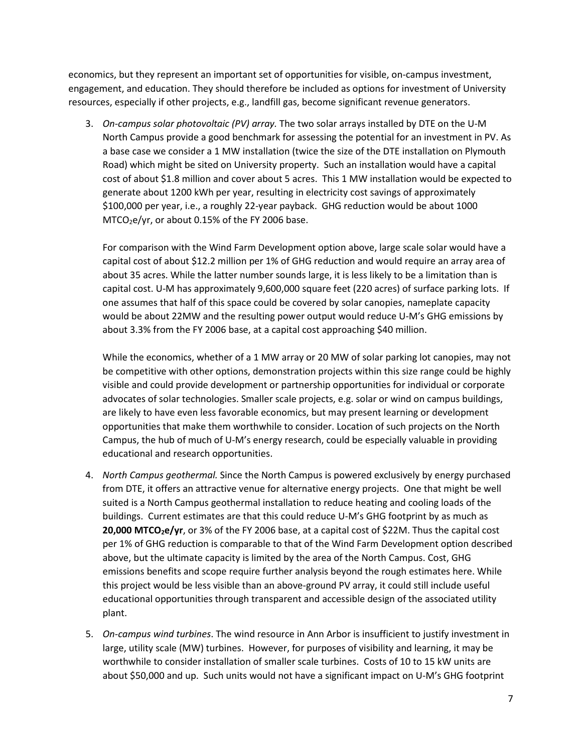economics, but they represent an important set of opportunities for visible, on-campus investment, engagement, and education. They should therefore be included as options for investment of University resources, especially if other projects, e.g., landfill gas, become significant revenue generators.

3. *On-campus solar photovoltaic (PV) array.* The two solar arrays installed by DTE on the U-M North Campus provide a good benchmark for assessing the potential for an investment in PV. As a base case we consider a 1 MW installation (twice the size of the DTE installation on Plymouth Road) which might be sited on University property. Such an installation would have a capital cost of about \$1.8 million and cover about 5 acres. This 1 MW installation would be expected to generate about 1200 kWh per year, resulting in electricity cost savings of approximately \$100,000 per year, i.e., a roughly 22-year payback. GHG reduction would be about 1000 $MTCO_2e$/yr, or about 0.15% of the FY 2006 base.

   For comparison with the Wind Farm Development option above, large scale solar would have a capital cost of about \$12.2 million per 1% of GHG reduction and would require an array area of about 35 acres. While the latter number sounds large, it is less likely to be a limitation than is capital cost. U-M has approximately 9,600,000 square feet (220 acres) of surface parking lots. If one assumes that half of this space could be covered by solar canopies, nameplate capacity would be about 22MW and the resulting power output would reduce U-M's GHG emissions by about 3.3% from the FY 2006 base, at a capital cost approaching \$40 million.

   While the economics, whether of a 1 MW array or 20 MW of solar parking lot canopies, may not be competitive with other options, demonstration projects within this size range could be highly visible and could provide development or partnership opportunities for individual or corporate advocates of solar technologies. Smaller scale projects, e.g. solar or wind on campus buildings, are likely to have even less favorable economics, but may present learning or development opportunities that make them worthwhile to consider. Location of such projects on the North Campus, the hub of much of U-M's energy research, could be especially valuable in providing educational and research opportunities.

4. *North Campus geothermal.* Since the North Campus is powered exclusively by energy purchased from DTE, it offers an attractive venue for alternative energy projects. One that might be well suited is a North Campus geothermal installation to reduce heating and cooling loads of the buildings. Current estimates are that this could reduce U-M's GHG footprint by as much as **20,000 $MTCO_2e$/yr**, or 3% of the FY 2006 base, at a capital cost of \$22M. Thus the capital cost per 1% of GHG reduction is comparable to that of the Wind Farm Development option described above, but the ultimate capacity is limited by the area of the North Campus. Cost, GHG emissions benefits and scope require further analysis beyond the rough estimates here. While this project would be less visible than an above-ground PV array, it could still include useful educational opportunities through transparent and accessible design of the associated utility plant.

5. *On-campus wind turbines*. The wind resource in Ann Arbor is insufficient to justify investment in large, utility scale (MW) turbines. However, for purposes of visibility and learning, it may be worthwhile to consider installation of smaller scale turbines. Costs of 10 to 15 kW units are about \$50,000 and up. Such units would not have a significant impact on U-M's GHG footprint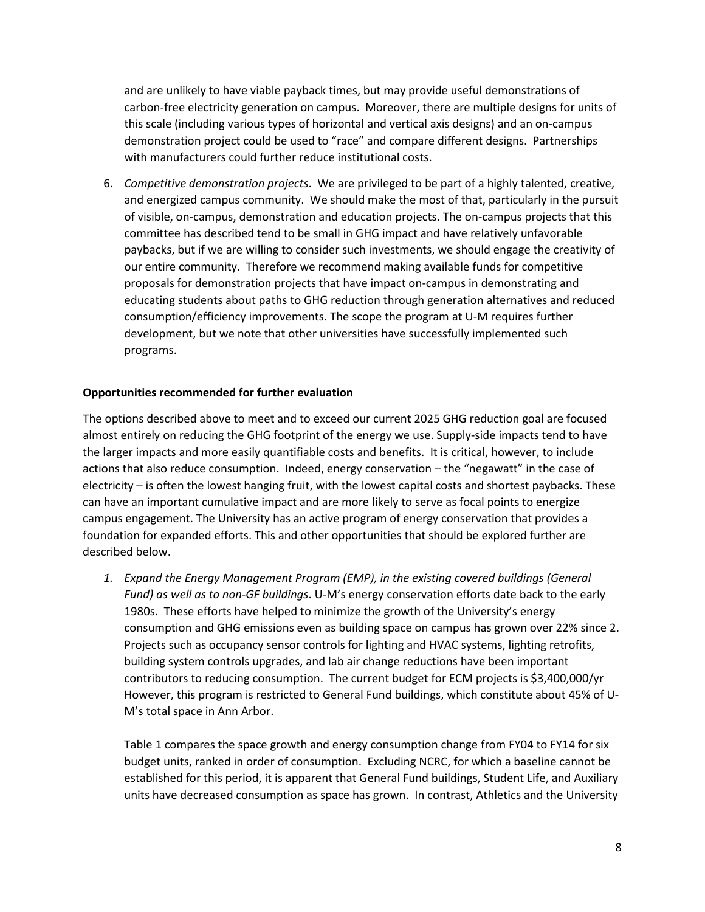and are unlikely to have viable payback times, but may provide useful demonstrations of carbon-free electricity generation on campus. Moreover, there are multiple designs for units of this scale (including various types of horizontal and vertical axis designs) and an on-campus demonstration project could be used to "race" and compare different designs. Partnerships with manufacturers could further reduce institutional costs.

6. *Competitive demonstration projects*. We are privileged to be part of a highly talented, creative, and energized campus community. We should make the most of that, particularly in the pursuit of visible, on-campus, demonstration and education projects. The on-campus projects that this committee has described tend to be small in GHG impact and have relatively unfavorable paybacks, but if we are willing to consider such investments, we should engage the creativity of our entire community. Therefore we recommend making available funds for competitive proposals for demonstration projects that have impact on-campus in demonstrating and educating students about paths to GHG reduction through generation alternatives and reduced consumption/efficiency improvements. The scope the program at U-M requires further development, but we note that other universities have successfully implemented such programs.

**Opportunities recommended for further evaluation**

The options described above to meet and to exceed our current 2025 GHG reduction goal are focused almost entirely on reducing the GHG footprint of the energy we use. Supply-side impacts tend to have the larger impacts and more easily quantifiable costs and benefits. It is critical, however, to include actions that also reduce consumption. Indeed, energy conservation – the "negawatt" in the case of electricity – is often the lowest hanging fruit, with the lowest capital costs and shortest paybacks. These can have an important cumulative impact and are more likely to serve as focal points to energize campus engagement. The University has an active program of energy conservation that provides a foundation for expanded efforts. This and other opportunities that should be explored further are described below.

1. *Expand the Energy Management Program (EMP), in the existing covered buildings (General Fund) as well as to non-GF buildings*. U-M's energy conservation efforts date back to the early 1980s. These efforts have helped to minimize the growth of the University's energy consumption and GHG emissions even as building space on campus has grown over 22% since 2. Projects such as occupancy sensor controls for lighting and HVAC systems, lighting retrofits, building system controls upgrades, and lab air change reductions have been important contributors to reducing consumption. The current budget for ECM projects is $3,400,000/yr However, this program is restricted to General Fund buildings, which constitute about 45% of U-M's total space in Ann Arbor.

   Table 1 compares the space growth and energy consumption change from FY04 to FY14 for six budget units, ranked in order of consumption. Excluding NCRC, for which a baseline cannot be established for this period, it is apparent that General Fund buildings, Student Life, and Auxiliary units have decreased consumption as space has grown. In contrast, Athletics and the University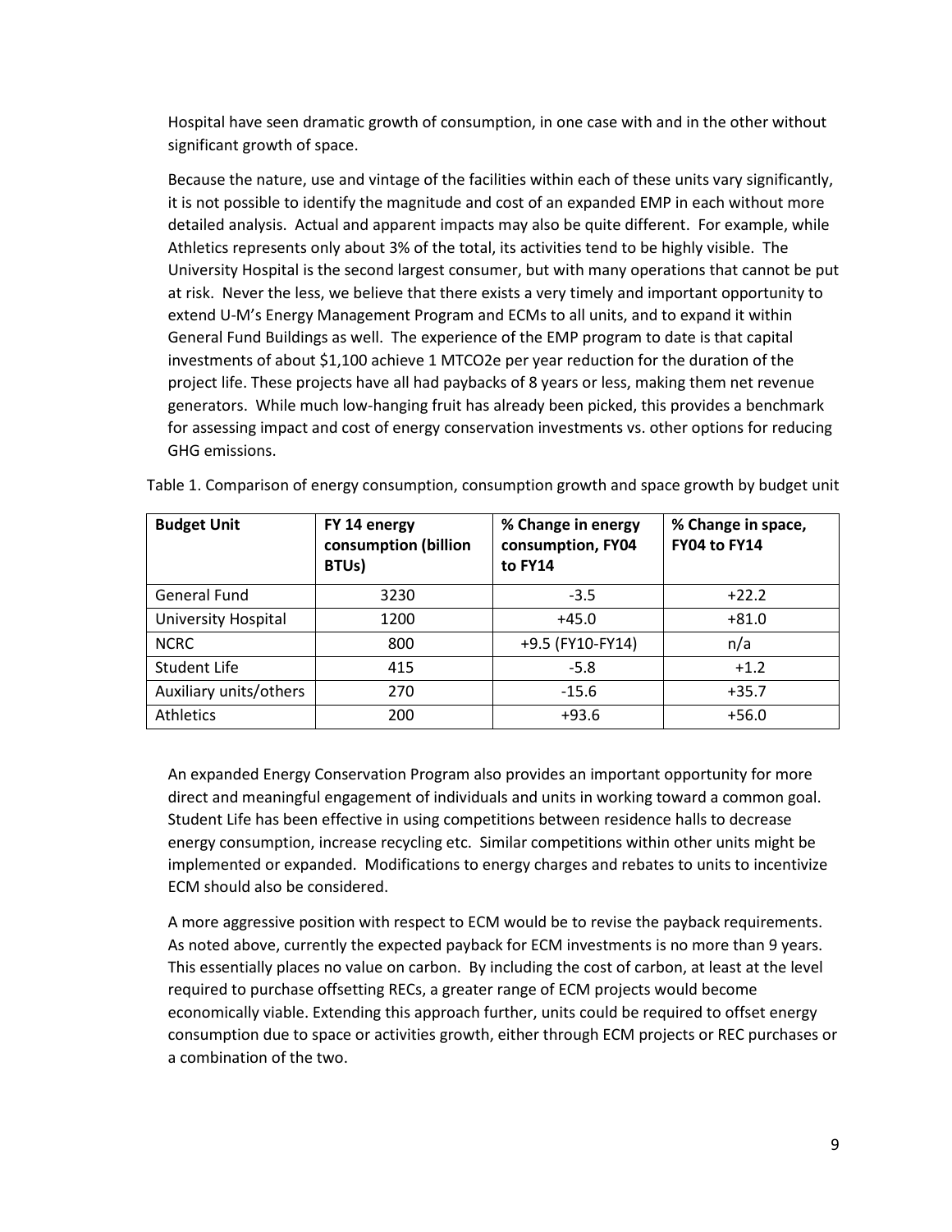Hospital have seen dramatic growth of consumption, in one case with and in the other without significant growth of space.

Because the nature, use and vintage of the facilities within each of these units vary significantly, it is not possible to identify the magnitude and cost of an expanded EMP in each without more detailed analysis. Actual and apparent impacts may also be quite different. For example, while Athletics represents only about 3% of the total, its activities tend to be highly visible. The University Hospital is the second largest consumer, but with many operations that cannot be put at risk. Never the less, we believe that there exists a very timely and important opportunity to extend U-M's Energy Management Program and ECMs to all units, and to expand it within General Fund Buildings as well. The experience of the EMP program to date is that capital investments of about $1,100 achieve 1 MTCO2e per year reduction for the duration of the project life. These projects have all had paybacks of 8 years or less, making them net revenue generators. While much low-hanging fruit has already been picked, this provides a benchmark for assessing impact and cost of energy conservation investments vs. other options for reducing GHG emissions.

Table 1. Comparison of energy consumption, consumption growth and space growth by budget unit

| Budget Unit | FY 14 energy consumption (billion BTUs) | % Change in energy consumption, FY04 to FY14 | % Change in space, FY04 to FY14 |
|---|---|---|---|
| General Fund | 3230 | -3.5 | +22.2 |
| University Hospital | 1200 | +45.0 | +81.0 |
| NCRC | 800 | +9.5 (FY10-FY14) | n/a |
| Student Life | 415 | -5.8 | +1.2 |
| Auxiliary units/others | 270 | -15.6 | +35.7 |
| Athletics | 200 | +93.6 | +56.0 |

An expanded Energy Conservation Program also provides an important opportunity for more direct and meaningful engagement of individuals and units in working toward a common goal. Student Life has been effective in using competitions between residence halls to decrease energy consumption, increase recycling etc. Similar competitions within other units might be implemented or expanded. Modifications to energy charges and rebates to units to incentivize ECM should also be considered.

A more aggressive position with respect to ECM would be to revise the payback requirements. As noted above, currently the expected payback for ECM investments is no more than 9 years. This essentially places no value on carbon. By including the cost of carbon, at least at the level required to purchase offsetting RECs, a greater range of ECM projects would become economically viable. Extending this approach further, units could be required to offset energy consumption due to space or activities growth, either through ECM projects or REC purchases or a combination of the two.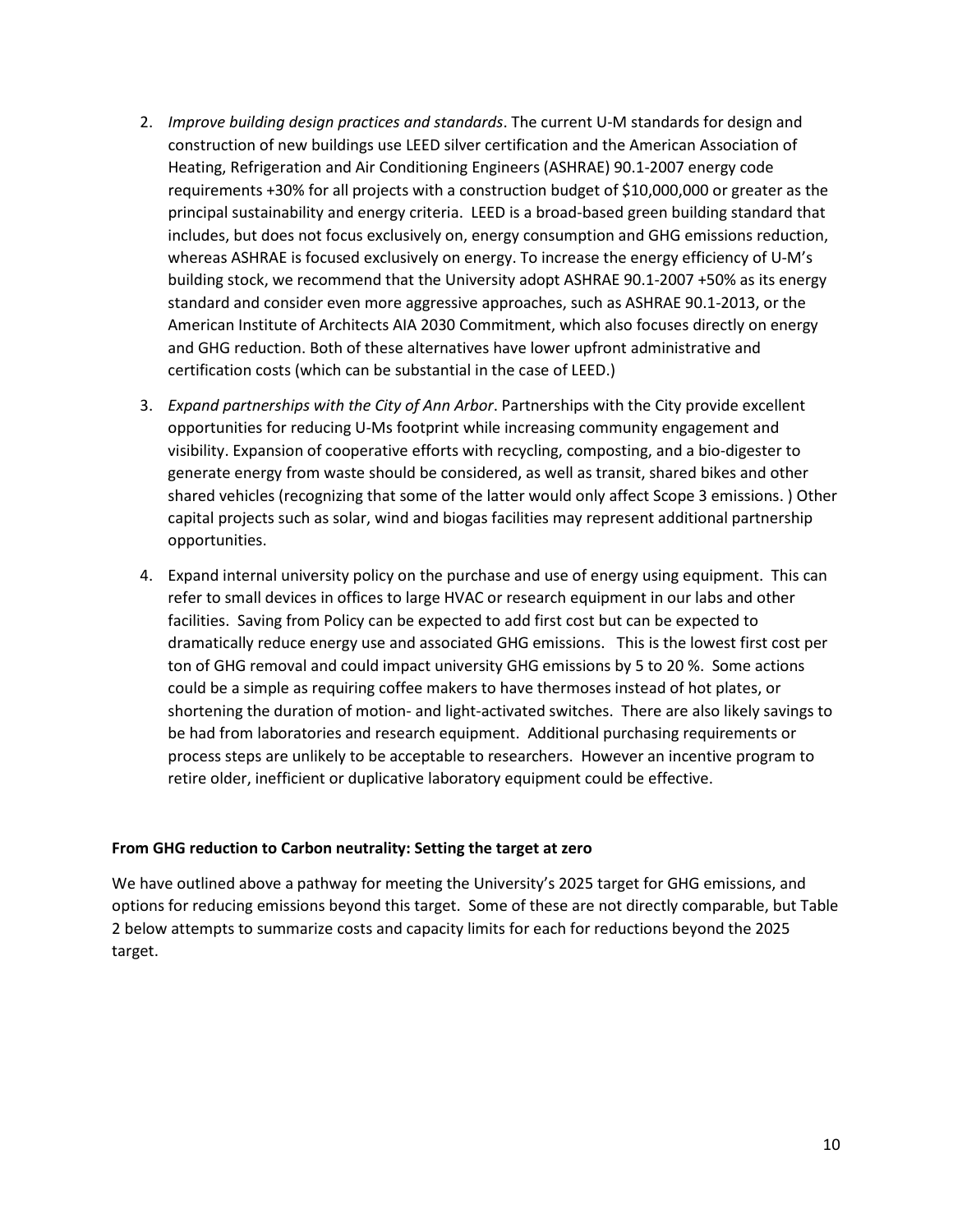2. *Improve building design practices and standards*. The current U-M standards for design and construction of new buildings use LEED silver certification and the American Association of Heating, Refrigeration and Air Conditioning Engineers (ASHRAE) 90.1-2007 energy code requirements +30% for all projects with a construction budget of $10,000,000 or greater as the principal sustainability and energy criteria. LEED is a broad-based green building standard that includes, but does not focus exclusively on, energy consumption and GHG emissions reduction, whereas ASHRAE is focused exclusively on energy. To increase the energy efficiency of U-M's building stock, we recommend that the University adopt ASHRAE 90.1-2007 +50% as its energy standard and consider even more aggressive approaches, such as ASHRAE 90.1-2013, or the American Institute of Architects AIA 2030 Commitment, which also focuses directly on energy and GHG reduction. Both of these alternatives have lower upfront administrative and certification costs (which can be substantial in the case of LEED.)

3. *Expand partnerships with the City of Ann Arbor*. Partnerships with the City provide excellent opportunities for reducing U-Ms footprint while increasing community engagement and visibility. Expansion of cooperative efforts with recycling, composting, and a bio-digester to generate energy from waste should be considered, as well as transit, shared bikes and other shared vehicles (recognizing that some of the latter would only affect Scope 3 emissions. ) Other capital projects such as solar, wind and biogas facilities may represent additional partnership opportunities.

4. Expand internal university policy on the purchase and use of energy using equipment. This can refer to small devices in offices to large HVAC or research equipment in our labs and other facilities. Saving from Policy can be expected to add first cost but can be expected to dramatically reduce energy use and associated GHG emissions. This is the lowest first cost per ton of GHG removal and could impact university GHG emissions by 5 to 20 %. Some actions could be a simple as requiring coffee makers to have thermoses instead of hot plates, or shortening the duration of motion- and light-activated switches. There are also likely savings to be had from laboratories and research equipment. Additional purchasing requirements or process steps are unlikely to be acceptable to researchers. However an incentive program to retire older, inefficient or duplicative laboratory equipment could be effective.

**From GHG reduction to Carbon neutrality: Setting the target at zero**

We have outlined above a pathway for meeting the University's 2025 target for GHG emissions, and options for reducing emissions beyond this target. Some of these are not directly comparable, but Table 2 below attempts to summarize costs and capacity limits for each for reductions beyond the 2025 target.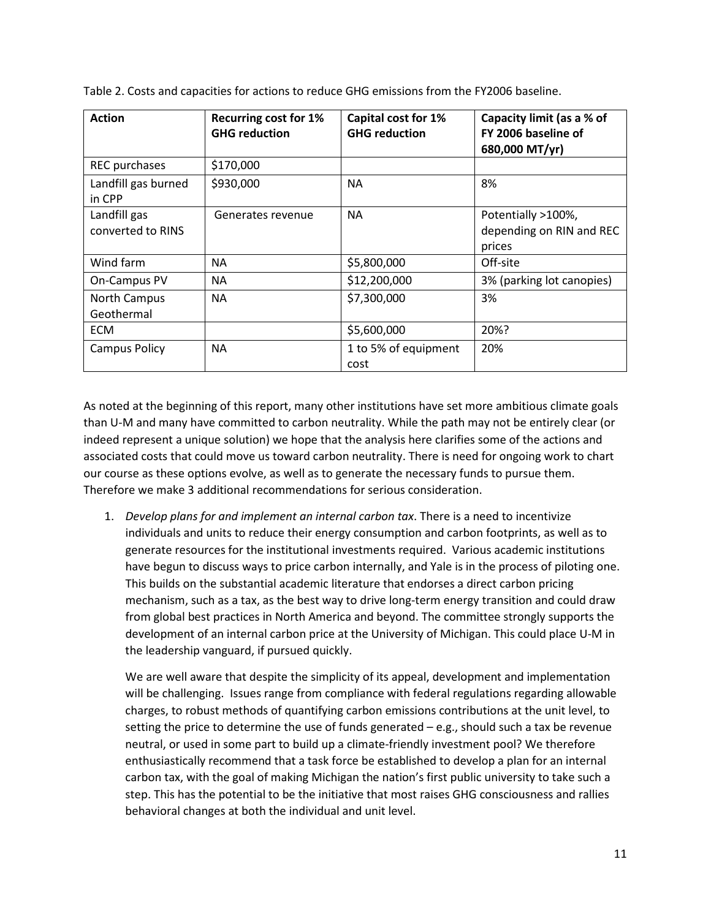Table 2. Costs and capacities for actions to reduce GHG emissions from the FY2006 baseline.

| **Action** | **Recurring cost for 1% GHG reduction** | **Capital cost for 1% GHG reduction** | **Capacity limit (as a % of FY 2006 baseline of 680,000 MT/yr)** |
|---|---|---|---|
| REC purchases | \$170,000 | | |
| Landfill gas burned in CPP | \$930,000 | NA | 8% |
| Landfill gas converted to RINS | Generates revenue | NA | Potentially >100%, depending on RIN and REC prices |
| Wind farm | NA | \$5,800,000 | Off-site |
| On-Campus PV | NA | \$12,200,000 | 3% (parking lot canopies) |
| North Campus Geothermal | NA | \$7,300,000 | 3% |
| ECM | | \$5,600,000 | 20%? |
| Campus Policy | NA | 1 to 5% of equipment cost | 20% |

As noted at the beginning of this report, many other institutions have set more ambitious climate goals than U-M and many have committed to carbon neutrality. While the path may not be entirely clear (or indeed represent a unique solution) we hope that the analysis here clarifies some of the actions and associated costs that could move us toward carbon neutrality. There is need for ongoing work to chart our course as these options evolve, as well as to generate the necessary funds to pursue them. Therefore we make 3 additional recommendations for serious consideration.

1. *Develop plans for and implement an internal carbon tax*. There is a need to incentivize individuals and units to reduce their energy consumption and carbon footprints, as well as to generate resources for the institutional investments required. Various academic institutions have begun to discuss ways to price carbon internally, and Yale is in the process of piloting one. This builds on the substantial academic literature that endorses a direct carbon pricing mechanism, such as a tax, as the best way to drive long-term energy transition and could draw from global best practices in North America and beyond. The committee strongly supports the development of an internal carbon price at the University of Michigan. This could place U-M in the leadership vanguard, if pursued quickly.

   We are well aware that despite the simplicity of its appeal, development and implementation will be challenging. Issues range from compliance with federal regulations regarding allowable charges, to robust methods of quantifying carbon emissions contributions at the unit level, to setting the price to determine the use of funds generated – e.g., should such a tax be revenue neutral, or used in some part to build up a climate-friendly investment pool? We therefore enthusiastically recommend that a task force be established to develop a plan for an internal carbon tax, with the goal of making Michigan the nation's first public university to take such a step. This has the potential to be the initiative that most raises GHG consciousness and rallies behavioral changes at both the individual and unit level.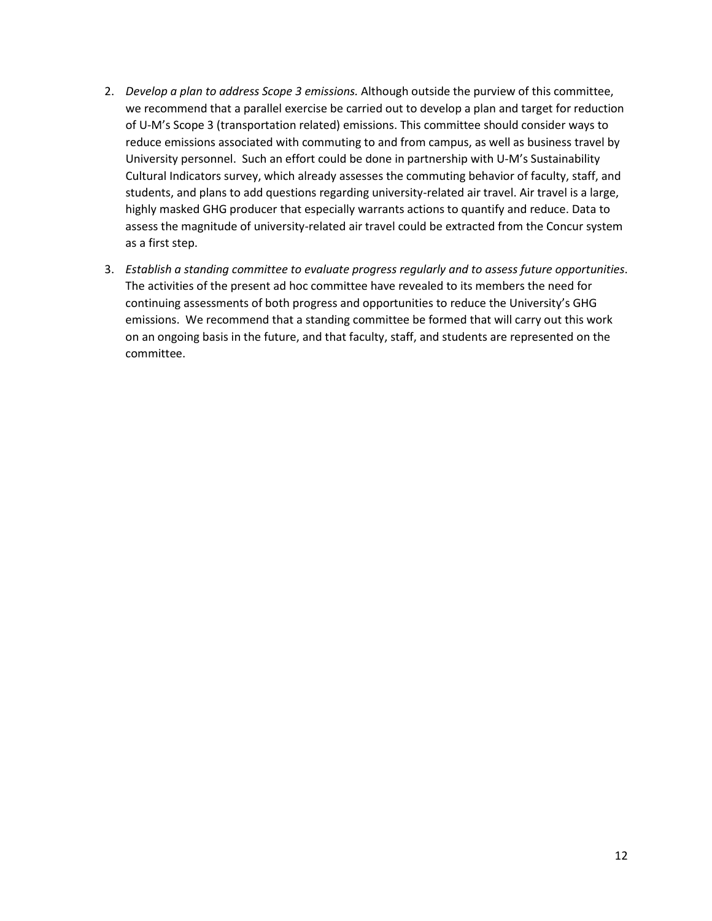2. *Develop a plan to address Scope 3 emissions.* Although outside the purview of this committee, we recommend that a parallel exercise be carried out to develop a plan and target for reduction of U-M's Scope 3 (transportation related) emissions. This committee should consider ways to reduce emissions associated with commuting to and from campus, as well as business travel by University personnel. Such an effort could be done in partnership with U-M's Sustainability Cultural Indicators survey, which already assesses the commuting behavior of faculty, staff, and students, and plans to add questions regarding university-related air travel. Air travel is a large, highly masked GHG producer that especially warrants actions to quantify and reduce. Data to assess the magnitude of university-related air travel could be extracted from the Concur system as a first step.

3. *Establish a standing committee to evaluate progress regularly and to assess future opportunities*. The activities of the present ad hoc committee have revealed to its members the need for continuing assessments of both progress and opportunities to reduce the University's GHG emissions. We recommend that a standing committee be formed that will carry out this work on an ongoing basis in the future, and that faculty, staff, and students are represented on the committee.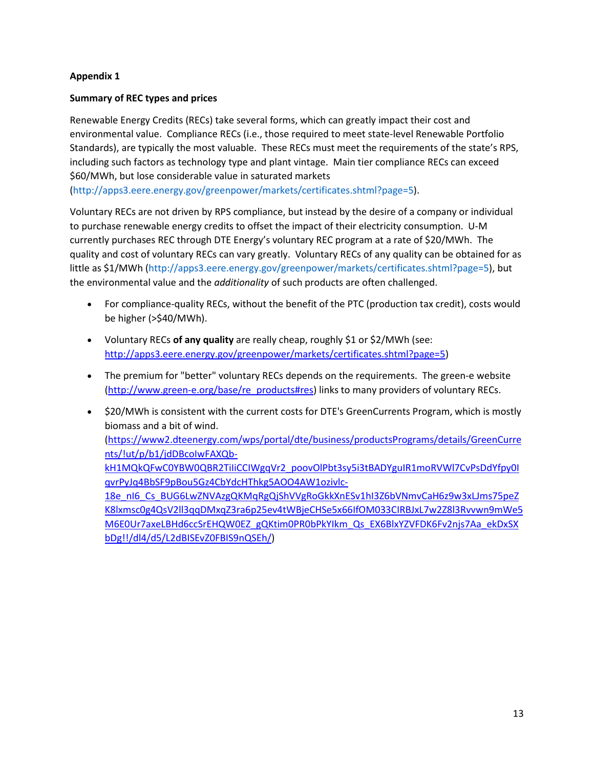**Appendix 1**

**Summary of REC types and prices**

Renewable Energy Credits (RECs) take several forms, which can greatly impact their cost and environmental value. Compliance RECs (i.e., those required to meet state-level Renewable Portfolio Standards), are typically the most valuable. These RECs must meet the requirements of the state's RPS, including such factors as technology type and plant vintage. Main tier compliance RECs can exceed $60/MWh, but lose considerable value in saturated markets (http://apps3.eere.energy.gov/greenpower/markets/certificates.shtml?page=5).

Voluntary RECs are not driven by RPS compliance, but instead by the desire of a company or individual to purchase renewable energy credits to offset the impact of their electricity consumption. U-M currently purchases REC through DTE Energy's voluntary REC program at a rate of $20/MWh. The quality and cost of voluntary RECs can vary greatly. Voluntary RECs of any quality can be obtained for as little as $1/MWh (http://apps3.eere.energy.gov/greenpower/markets/certificates.shtml?page=5), but the environmental value and the *additionality* of such products are often challenged.

- For compliance-quality RECs, without the benefit of the PTC (production tax credit), costs would be higher (>$40/MWh).
- Voluntary RECs **of any quality** are really cheap, roughly $1 or $2/MWh (see: http://apps3.eere.energy.gov/greenpower/markets/certificates.shtml?page=5)
- The premium for "better" voluntary RECs depends on the requirements. The green-e website (http://www.green-e.org/base/re_products#res) links to many providers of voluntary RECs.
- $20/MWh is consistent with the current costs for DTE's GreenCurrents Program, which is mostly biomass and a bit of wind. (https://www2.dteenergy.com/wps/portal/dte/business/productsPrograms/details/GreenCurrents/!ut/p/b1/jdDBcoIwFAXQb-kH1MQkQFwC0YBW0QBR2TiIiCCIWgqVr2_poovOlPbt3sy5i3tBADYguIR1moRVWl7CvPsDdYfpy0IqvrPyJq4BbSF9pBou5Gz4CbYdcHThkg5AOO4AW1ozivlc-18e_nI6_Cs_BUG6LwZNVAzgQKMqRgQjShVVgRoGkkXnESv1hI3Z6bVNmvCaH6z9w3xLJms75peZK8lxmsc0g4QsV2ll3qqDMxqZ3ra6p25ev4tWBjeCHSe5x66IfOM033CIRBJxL7w2Z8l3Rvvwn9mWe5M6E0Ur7axeLBHd6ccSrEHQW0EZ_gQKtim0PR0bPkYIkm_Qs_EX6BlxYZVFDK6Fv2njs7Aa_ekDxSXbDg!!/dl4/d5/L2dBISEvZ0FBIS9nQSEh/)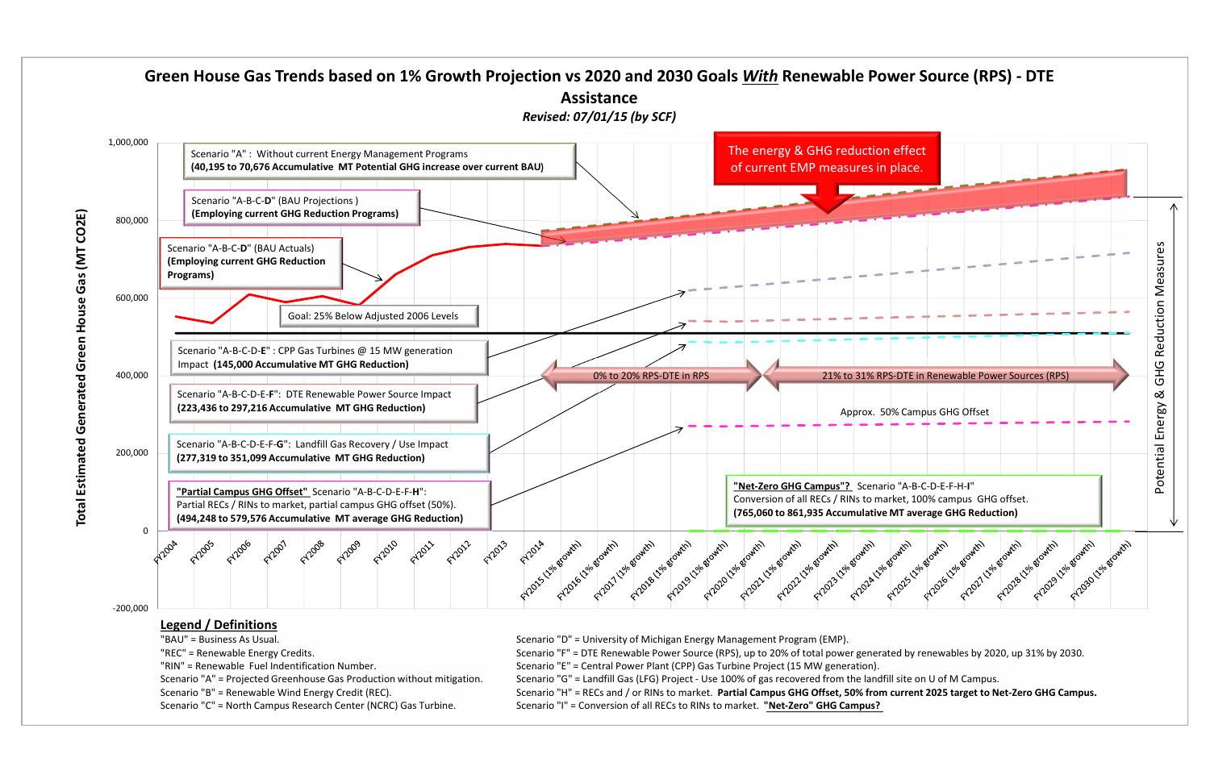# Green House Gas Trends based on 1% Growth Projection vs 2020 and 2030 Goals *With* Renewable Power Source (RPS) - DTE Assistance

*Revised: 07/01/15 (by SCF)*

Total Estimated Generated Green House Gas (MT CO2E)

1,000,000
800,000
600,000
400,000
200,000
0
-200,000

FY2004, FY2005, FY2006, FY2007, FY2008, FY2009, FY2010, FY2011, FY2012, FY2013, FY2014, FY2015 (1% growth), FY2016 (1% growth), FY2017 (1% growth), FY2018 (1% growth), FY2019 (1% growth), FY2020 (1% growth), FY2021 (1% growth), FY2022 (1% growth), FY2023 (1% growth), FY2024 (1% growth), FY2025 (1% growth), FY2026 (1% growth), FY2027 (1% growth), FY2028 (1% growth), FY2029 (1% growth), FY2030 (1% growth)

Scenario "A" : Without current Energy Management Programs
**(40,195 to 70,676 Accumulative MT Potential GHG increase over current BAU)**

Scenario "A-B-C-**D**" (BAU Projections )
**(Employing current GHG Reduction Programs)**

Scenario "A-B-C-D" (BAU Actuals)
**(Employing current GHG Reduction Programs)**

Goal: 25% Below Adjusted 2006 Levels

Scenario "A-B-C-D-**E**" : CPP Gas Turbines @ 15 MW generation Impact **(145,000 Accumulative MT GHG Reduction)**

Scenario "A-B-C-D-E-**F**": DTE Renewable Power Source Impact
**(223,436 to 297,216 Accumulative MT GHG Reduction)**

Scenario "A-B-C-D-E-F-**G**": Landfill Gas Recovery / Use Impact
**(277,319 to 351,099 Accumulative MT GHG Reduction)**

**"Partial Campus GHG Offset"** Scenario "A-B-C-D-E-F-**H**":
Partial RECs / RINs to market, partial campus GHG offset (50%).
**(494,248 to 579,576 Accumulative MT average GHG Reduction)**

The energy & GHG reduction effect of current EMP measures in place.

0% to 20% RPS-DTE in RPS

21% to 31% RPS-DTE in Renewable Power Sources (RPS)

Approx. 50% Campus GHG Offset

**"Net-Zero GHG Campus"?** Scenario "A-B-C-D-E-F-H-**I**"
Conversion of all RECs / RINs to market, 100% campus GHG offset.
**(765,060 to 861,935 Accumulative MT average GHG Reduction)**

Potential Energy & GHG Reduction Measures

## Legend / Definitions

"BAU" = Business As Usual.
"REC" = Renewable Energy Credits.
"RIN" = Renewable Fuel Indentification Number.
Scenario "A" = Projected Greenhouse Gas Production without mitigation.
Scenario "B" = Renewable Wind Energy Credit (REC).
Scenario "C" = North Campus Research Center (NCRC) Gas Turbine.
Scenario "D" = University of Michigan Energy Management Program (EMP).
Scenario "F" = DTE Renewable Power Source (RPS), up to 20% of total power generated by renewables by 2020, up 31% by 2030.
Scenario "E" = Central Power Plant (CPP) Gas Turbine Project (15 MW generation).
Scenario "G" = Landfill Gas (LFG) Project - Use 100% of gas recovered from the landfill site on U of M Campus.
Scenario "H" = RECs and / or RINs to market. **Partial Campus GHG Offset, 50% from current 2025 target to Net-Zero GHG Campus.**
Scenario "I" = Conversion of all RECs to RINs to market. **"Net-Zero" GHG Campus?**